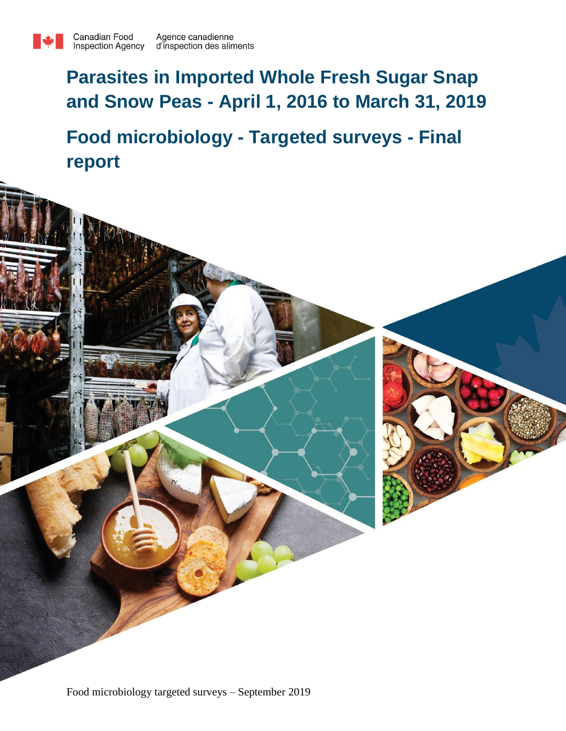Canadian Food Inspection Agency | Agence canadienne d'inspection des aliments

# Parasites in Imported Whole Fresh Sugar Snap and Snow Peas - April 1, 2016 to March 31, 2019

# Food microbiology - Targeted surveys - Final report

Food microbiology targeted surveys – September 2019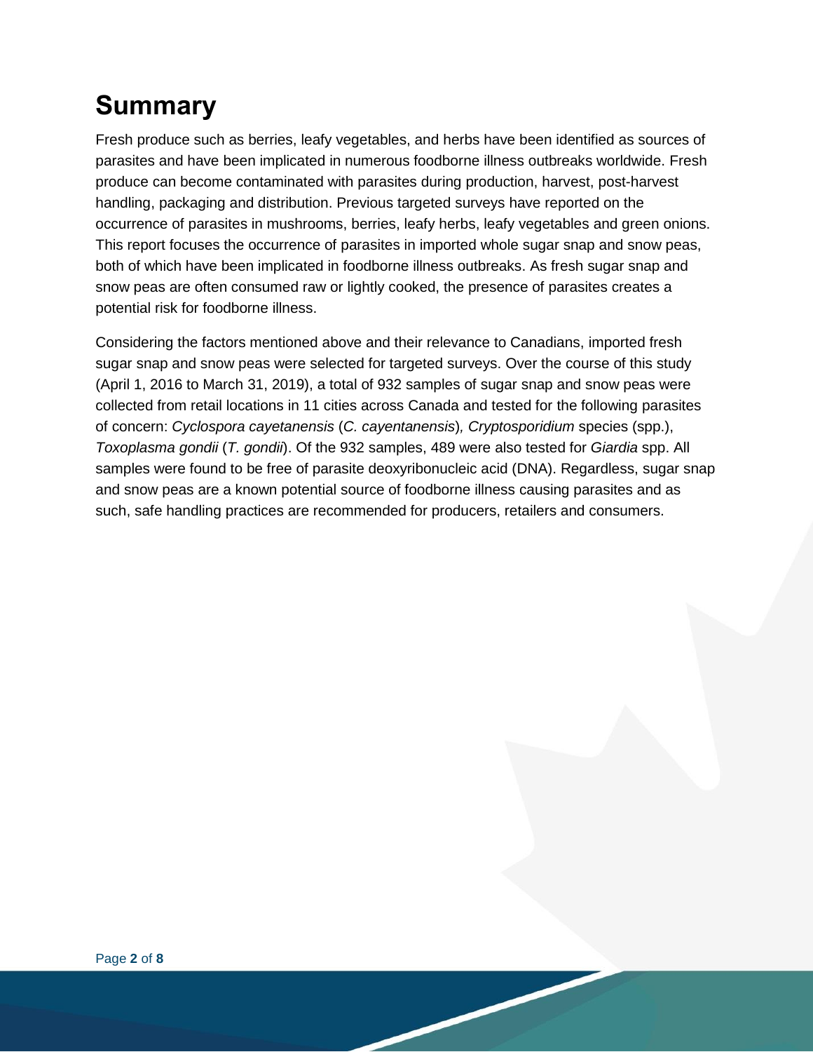# Summary

Fresh produce such as berries, leafy vegetables, and herbs have been identified as sources of parasites and have been implicated in numerous foodborne illness outbreaks worldwide. Fresh produce can become contaminated with parasites during production, harvest, post-harvest handling, packaging and distribution. Previous targeted surveys have reported on the occurrence of parasites in mushrooms, berries, leafy herbs, leafy vegetables and green onions. This report focuses the occurrence of parasites in imported whole sugar snap and snow peas, both of which have been implicated in foodborne illness outbreaks. As fresh sugar snap and snow peas are often consumed raw or lightly cooked, the presence of parasites creates a potential risk for foodborne illness.

Considering the factors mentioned above and their relevance to Canadians, imported fresh sugar snap and snow peas were selected for targeted surveys. Over the course of this study (April 1, 2016 to March 31, 2019), a total of 932 samples of sugar snap and snow peas were collected from retail locations in 11 cities across Canada and tested for the following parasites of concern: *Cyclospora cayetanensis* (*C. cayentanensis*), *Cryptosporidium* species (spp.), *Toxoplasma gondii* (*T. gondii*). Of the 932 samples, 489 were also tested for *Giardia* spp. All samples were found to be free of parasite deoxyribonucleic acid (DNA). Regardless, sugar snap and snow peas are a known potential source of foodborne illness causing parasites and as such, safe handling practices are recommended for producers, retailers and consumers.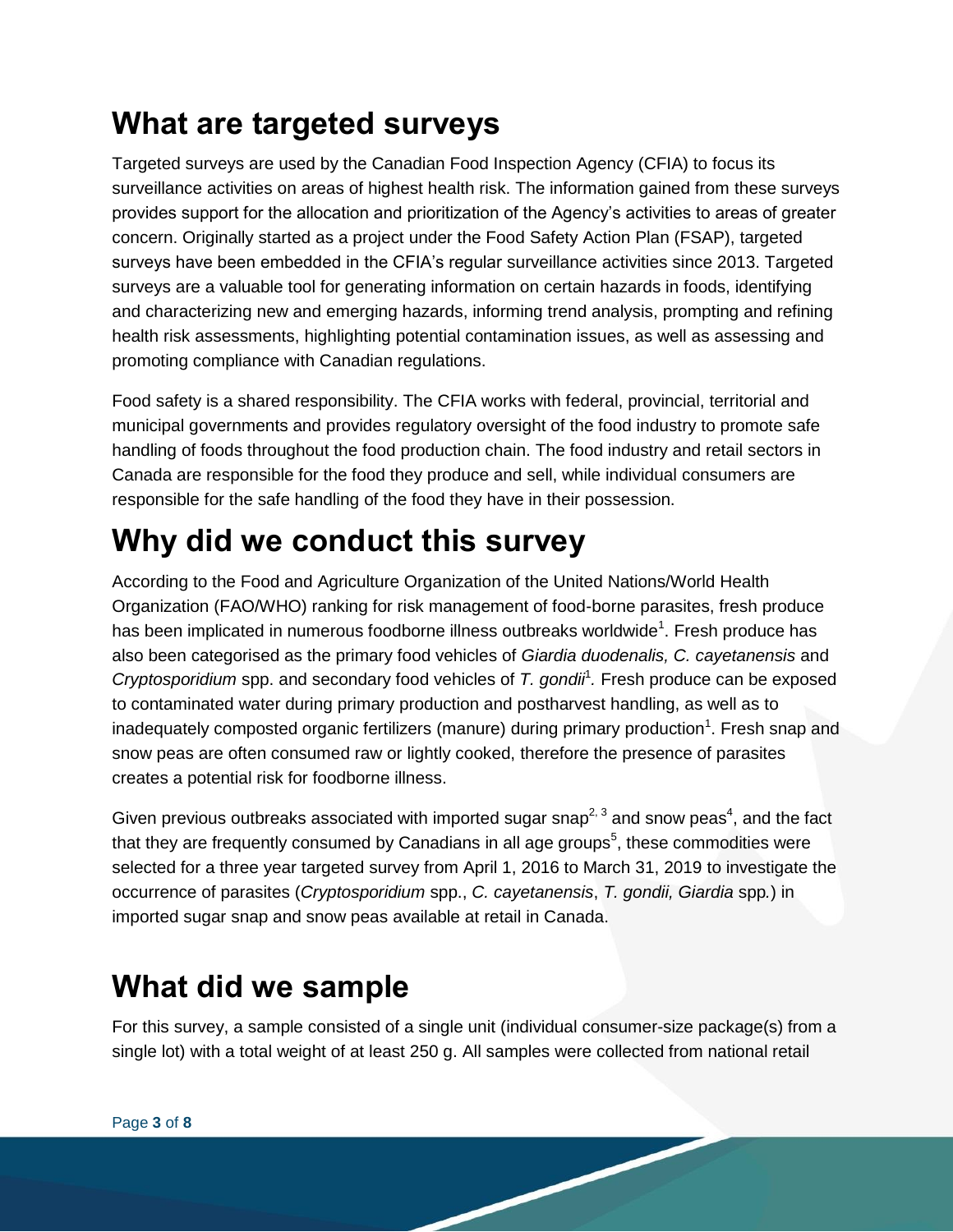# What are targeted surveys

Targeted surveys are used by the Canadian Food Inspection Agency (CFIA) to focus its surveillance activities on areas of highest health risk. The information gained from these surveys provides support for the allocation and prioritization of the Agency's activities to areas of greater concern. Originally started as a project under the Food Safety Action Plan (FSAP), targeted surveys have been embedded in the CFIA's regular surveillance activities since 2013. Targeted surveys are a valuable tool for generating information on certain hazards in foods, identifying and characterizing new and emerging hazards, informing trend analysis, prompting and refining health risk assessments, highlighting potential contamination issues, as well as assessing and promoting compliance with Canadian regulations.

Food safety is a shared responsibility. The CFIA works with federal, provincial, territorial and municipal governments and provides regulatory oversight of the food industry to promote safe handling of foods throughout the food production chain. The food industry and retail sectors in Canada are responsible for the food they produce and sell, while individual consumers are responsible for the safe handling of the food they have in their possession.

# Why did we conduct this survey

According to the Food and Agriculture Organization of the United Nations/World Health Organization (FAO/WHO) ranking for risk management of food-borne parasites, fresh produce has been implicated in numerous foodborne illness outbreaks worldwide[1]. Fresh produce has also been categorised as the primary food vehicles of *Giardia duodenalis, C. cayetanensis* and *Cryptosporidium* spp. and secondary food vehicles of *T. gondii*[1]. Fresh produce can be exposed to contaminated water during primary production and postharvest handling, as well as to inadequately composted organic fertilizers (manure) during primary production[1]. Fresh snap and snow peas are often consumed raw or lightly cooked, therefore the presence of parasites creates a potential risk for foodborne illness.

Given previous outbreaks associated with imported sugar snap[2, 3] and snow peas[4], and the fact that they are frequently consumed by Canadians in all age groups[5], these commodities were selected for a three year targeted survey from April 1, 2016 to March 31, 2019 to investigate the occurrence of parasites (*Cryptosporidium* spp., *C. cayetanensis*, *T. gondii, Giardia* spp*.*) in imported sugar snap and snow peas available at retail in Canada.

# What did we sample

For this survey, a sample consisted of a single unit (individual consumer-size package(s) from a single lot) with a total weight of at least 250 g. All samples were collected from national retail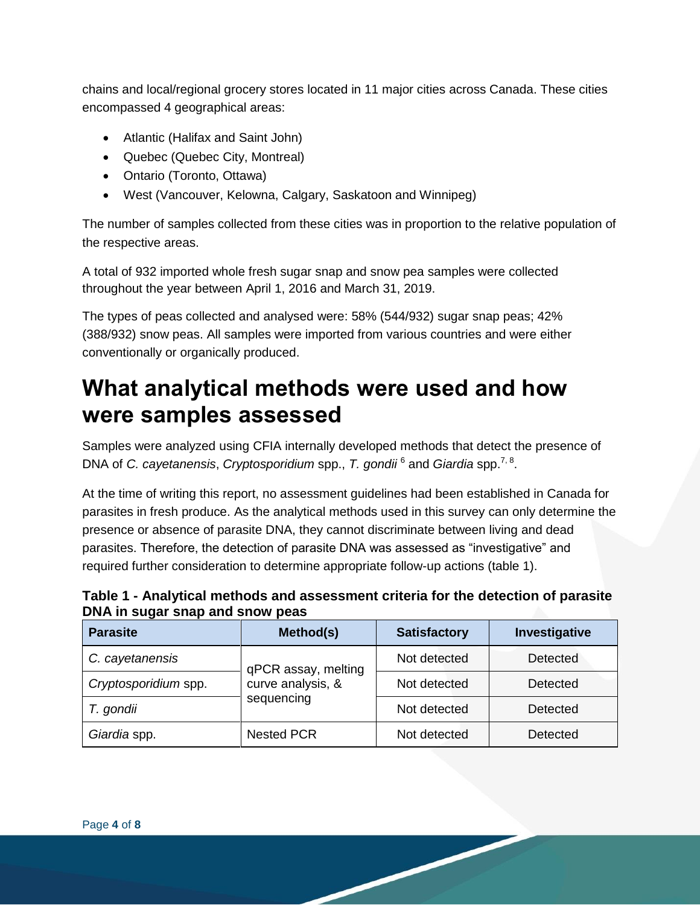chains and local/regional grocery stores located in 11 major cities across Canada. These cities encompassed 4 geographical areas:

- Atlantic (Halifax and Saint John)
- Quebec (Quebec City, Montreal)
- Ontario (Toronto, Ottawa)
- West (Vancouver, Kelowna, Calgary, Saskatoon and Winnipeg)

The number of samples collected from these cities was in proportion to the relative population of the respective areas.

A total of 932 imported whole fresh sugar snap and snow pea samples were collected throughout the year between April 1, 2016 and March 31, 2019.

The types of peas collected and analysed were: 58% (544/932) sugar snap peas; 42% (388/932) snow peas. All samples were imported from various countries and were either conventionally or organically produced.

# What analytical methods were used and how were samples assessed

Samples were analyzed using CFIA internally developed methods that detect the presence of DNA of *C. cayetanensis*, *Cryptosporidium* spp., *T. gondii* [6] and *Giardia* spp.[7, 8].

At the time of writing this report, no assessment guidelines had been established in Canada for parasites in fresh produce. As the analytical methods used in this survey can only determine the presence or absence of parasite DNA, they cannot discriminate between living and dead parasites. Therefore, the detection of parasite DNA was assessed as "investigative" and required further consideration to determine appropriate follow-up actions (table 1).

**Table 1 - Analytical methods and assessment criteria for the detection of parasite DNA in sugar snap and snow peas**

| Parasite | Method(s) | Satisfactory | Investigative |
|---|---|---|---|
| *C. cayetanensis* | qPCR assay, melting curve analysis, & sequencing | Not detected | Detected |
| *Cryptosporidium* spp. | | Not detected | Detected |
| *T. gondii* | | Not detected | Detected |
| *Giardia* spp. | Nested PCR | Not detected | Detected |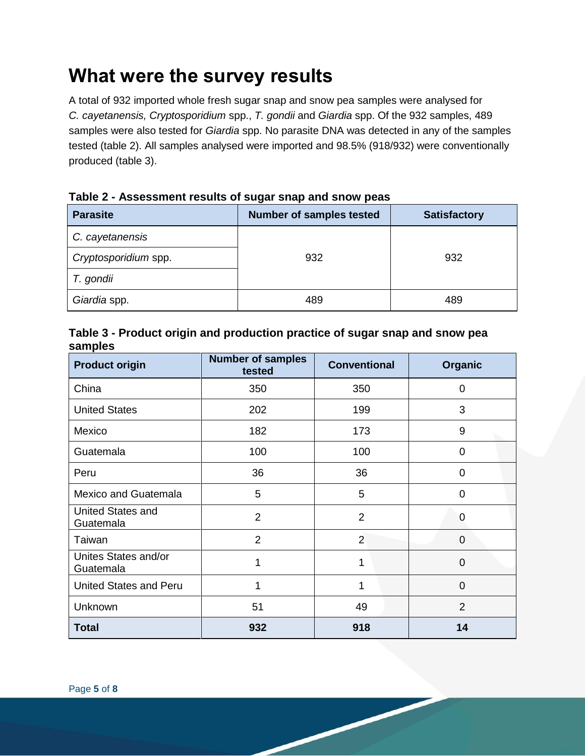## What were the survey results

A total of 932 imported whole fresh sugar snap and snow pea samples were analysed for *C. cayetanensis, Cryptosporidium* spp., *T. gondii* and *Giardia* spp. Of the 932 samples, 489 samples were also tested for *Giardia* spp. No parasite DNA was detected in any of the samples tested (table 2). All samples analysed were imported and 98.5% (918/932) were conventionally produced (table 3).

**Table 2 - Assessment results of sugar snap and snow peas**

| Parasite | Number of samples tested | Satisfactory |
|---|---|---|
| *C. cayetanensis* | 932 | 932 |
| *Cryptosporidium* spp. | | |
| *T. gondii* | | |
| *Giardia* spp. | 489 | 489 |

**Table 3 - Product origin and production practice of sugar snap and snow pea samples**

| Product origin | Number of samples tested | Conventional | Organic |
|---|---|---|---|
| China | 350 | 350 | 0 |
| United States | 202 | 199 | 3 |
| Mexico | 182 | 173 | 9 |
| Guatemala | 100 | 100 | 0 |
| Peru | 36 | 36 | 0 |
| Mexico and Guatemala | 5 | 5 | 0 |
| United States and Guatemala | 2 | 2 | 0 |
| Taiwan | 2 | 2 | 0 |
| Unites States and/or Guatemala | 1 | 1 | 0 |
| United States and Peru | 1 | 1 | 0 |
| Unknown | 51 | 49 | 2 |
| **Total** | **932** | **918** | **14** |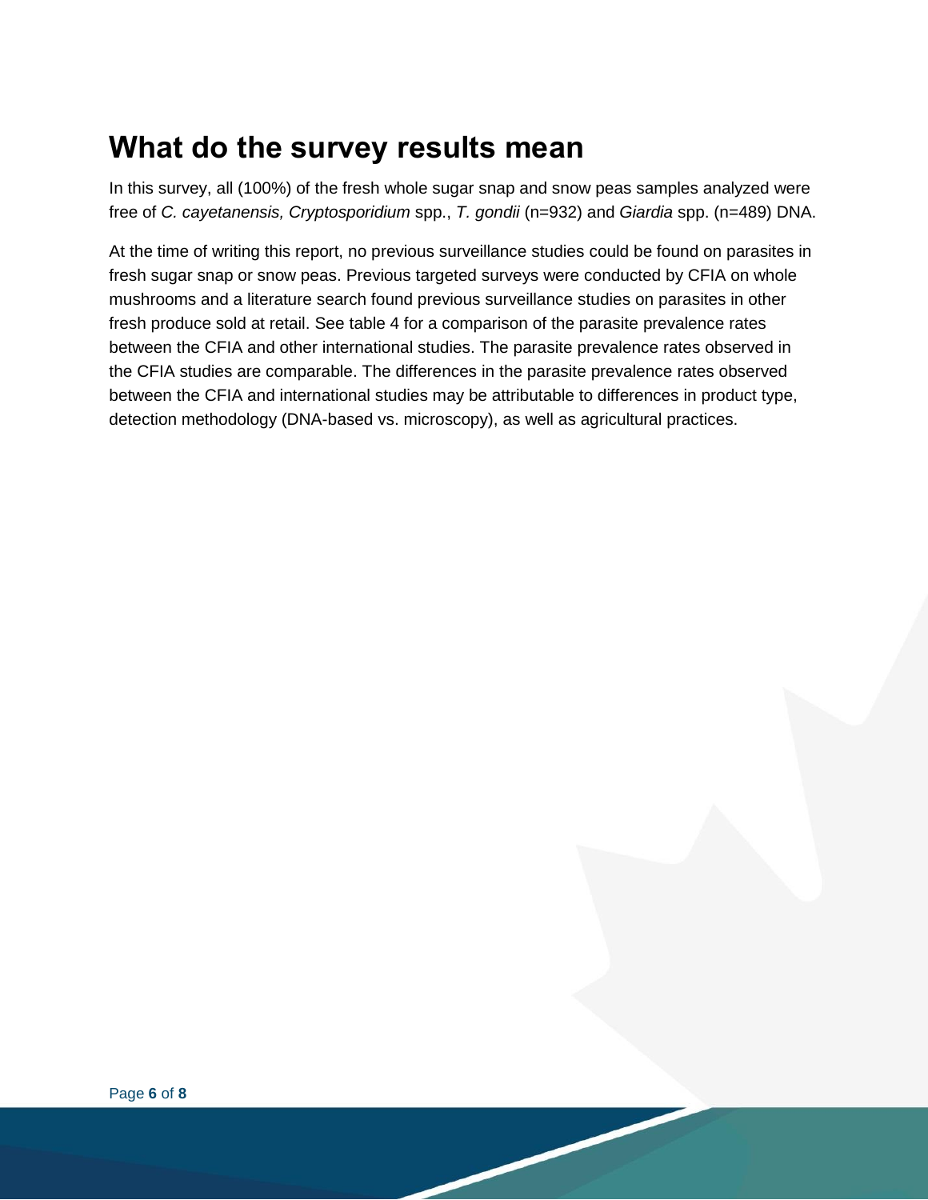## What do the survey results mean

In this survey, all (100%) of the fresh whole sugar snap and snow peas samples analyzed were free of *C. cayetanensis, Cryptosporidium* spp., *T. gondii* (n=932) and *Giardia* spp. (n=489) DNA.

At the time of writing this report, no previous surveillance studies could be found on parasites in fresh sugar snap or snow peas. Previous targeted surveys were conducted by CFIA on whole mushrooms and a literature search found previous surveillance studies on parasites in other fresh produce sold at retail. See table 4 for a comparison of the parasite prevalence rates between the CFIA and other international studies. The parasite prevalence rates observed in the CFIA studies are comparable. The differences in the parasite prevalence rates observed between the CFIA and international studies may be attributable to differences in product type, detection methodology (DNA-based vs. microscopy), as well as agricultural practices.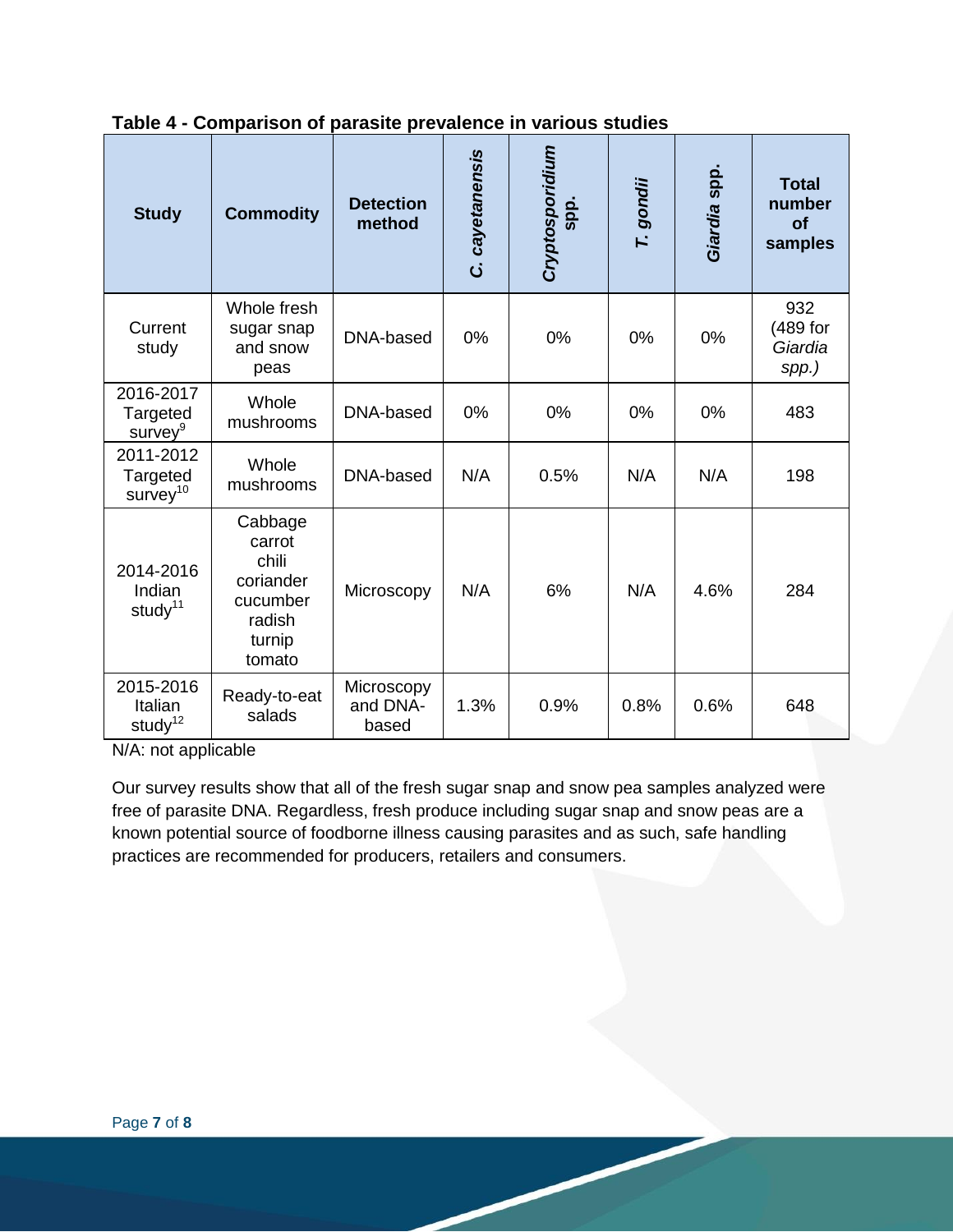**Table 4 - Comparison of parasite prevalence in various studies**

| Study | Commodity | Detection method | *C. cayetanensis* | *Cryptosporidium* spp. | *T. gondii* | *Giardia* spp. | Total number of samples |
|---|---|---|---|---|---|---|---|
| Current study | Whole fresh sugar snap and snow peas | DNA-based | 0% | 0% | 0% | 0% | 932 (489 for *Giardia spp.)* |
| 2016-2017 Targeted survey[9] | Whole mushrooms | DNA-based | 0% | 0% | 0% | 0% | 483 |
| 2011-2012 Targeted survey[10] | Whole mushrooms | DNA-based | N/A | 0.5% | N/A | N/A | 198 |
| 2014-2016 Indian study[11] | Cabbage carrot chili coriander cucumber radish turnip tomato | Microscopy | N/A | 6% | N/A | 4.6% | 284 |
| 2015-2016 Italian study[12] | Ready-to-eat salads | Microscopy and DNA-based | 1.3% | 0.9% | 0.8% | 0.6% | 648 |

N/A: not applicable

Our survey results show that all of the fresh sugar snap and snow pea samples analyzed were free of parasite DNA. Regardless, fresh produce including sugar snap and snow peas are a known potential source of foodborne illness causing parasites and as such, safe handling practices are recommended for producers, retailers and consumers.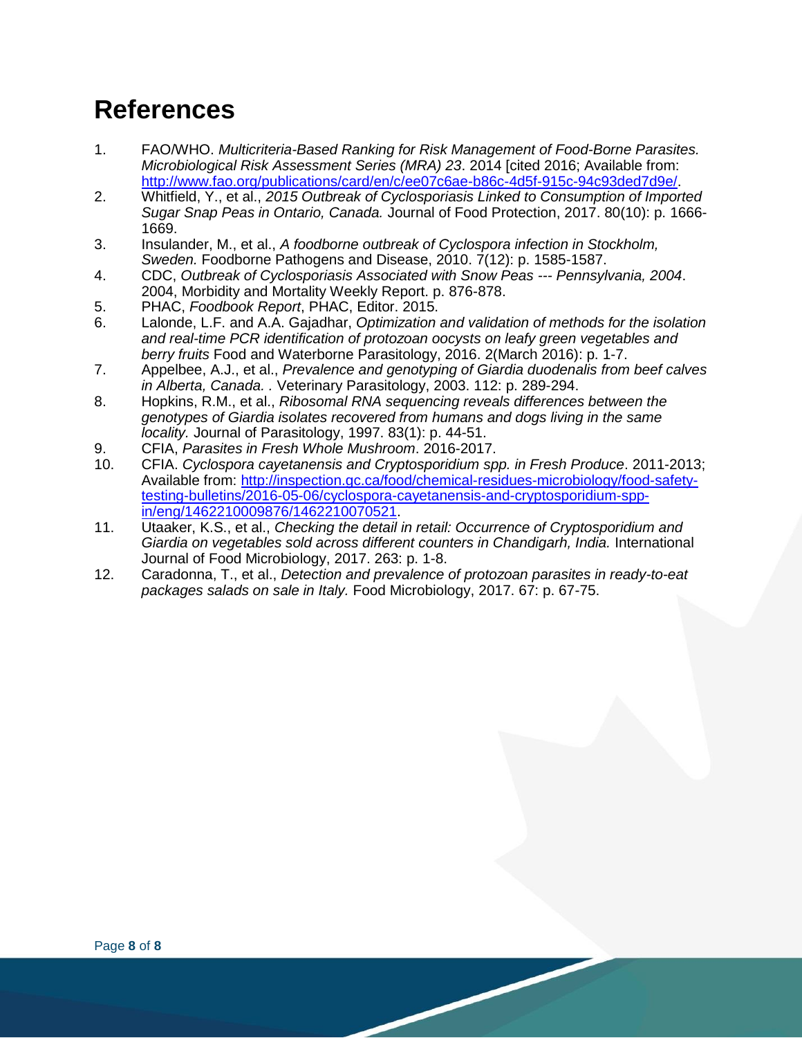# References

1. FAO/WHO. *Multicriteria-Based Ranking for Risk Management of Food-Borne Parasites. Microbiological Risk Assessment Series (MRA) 23*. 2014 [cited 2016; Available from: http://www.fao.org/publications/card/en/c/ee07c6ae-b86c-4d5f-915c-94c93ded7d9e/.
2. Whitfield, Y., et al., *2015 Outbreak of Cyclosporiasis Linked to Consumption of Imported Sugar Snap Peas in Ontario, Canada.* Journal of Food Protection, 2017. 80(10): p. 1666-1669.
3. Insulander, M., et al., *A foodborne outbreak of Cyclospora infection in Stockholm, Sweden.* Foodborne Pathogens and Disease, 2010. 7(12): p. 1585-1587.
4. CDC, *Outbreak of Cyclosporiasis Associated with Snow Peas --- Pennsylvania, 2004*. 2004, Morbidity and Mortality Weekly Report. p. 876-878.
5. PHAC, *Foodbook Report*, PHAC, Editor. 2015.
6. Lalonde, L.F. and A.A. Gajadhar, *Optimization and validation of methods for the isolation and real-time PCR identification of protozoan oocysts on leafy green vegetables and berry fruits* Food and Waterborne Parasitology, 2016. 2(March 2016): p. 1-7.
7. Appelbee, A.J., et al., *Prevalence and genotyping of Giardia duodenalis from beef calves in Alberta, Canada.* . Veterinary Parasitology, 2003. 112: p. 289-294.
8. Hopkins, R.M., et al., *Ribosomal RNA sequencing reveals differences between the genotypes of Giardia isolates recovered from humans and dogs living in the same locality.* Journal of Parasitology, 1997. 83(1): p. 44-51.
9. CFIA, *Parasites in Fresh Whole Mushroom*. 2016-2017.
10. CFIA. *Cyclospora cayetanensis and Cryptosporidium spp. in Fresh Produce*. 2011-2013; Available from: http://inspection.gc.ca/food/chemical-residues-microbiology/food-safety-testing-bulletins/2016-05-06/cyclospora-cayetanensis-and-cryptosporidium-spp-in/eng/1462210009876/1462210070521.
11. Utaaker, K.S., et al., *Checking the detail in retail: Occurrence of Cryptosporidium and Giardia on vegetables sold across different counters in Chandigarh, India.* International Journal of Food Microbiology, 2017. 263: p. 1-8.
12. Caradonna, T., et al., *Detection and prevalence of protozoan parasites in ready-to-eat packages salads on sale in Italy.* Food Microbiology, 2017. 67: p. 67-75.